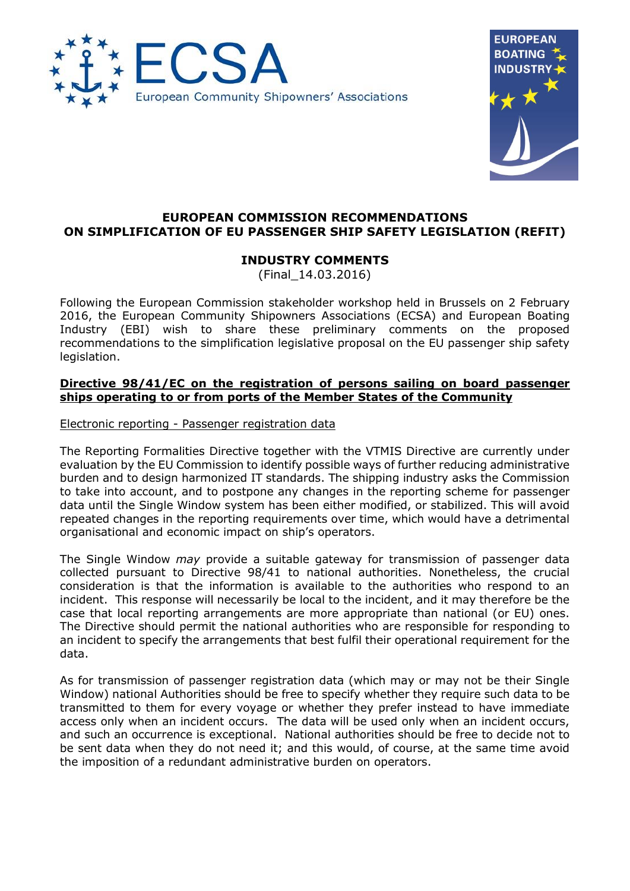ECSA
European Community Shipowners' Associations

EUROPEAN BOATING INDUSTRY

# EUROPEAN COMMISSION RECOMMENDATIONS ON SIMPLIFICATION OF EU PASSENGER SHIP SAFETY LEGISLATION (REFIT)

## INDUSTRY COMMENTS

(Final_14.03.2016)

Following the European Commission stakeholder workshop held in Brussels on 2 February 2016, the European Community Shipowners Associations (ECSA) and European Boating Industry (EBI) wish to share these preliminary comments on the proposed recommendations to the simplification legislative proposal on the EU passenger ship safety legislation.

### Directive 98/41/EC on the registration of persons sailing on board passenger ships operating to or from ports of the Member States of the Community

Electronic reporting - Passenger registration data

The Reporting Formalities Directive together with the VTMIS Directive are currently under evaluation by the EU Commission to identify possible ways of further reducing administrative burden and to design harmonized IT standards. The shipping industry asks the Commission to take into account, and to postpone any changes in the reporting scheme for passenger data until the Single Window system has been either modified, or stabilized. This will avoid repeated changes in the reporting requirements over time, which would have a detrimental organisational and economic impact on ship's operators.

The Single Window *may* provide a suitable gateway for transmission of passenger data collected pursuant to Directive 98/41 to national authorities. Nonetheless, the crucial consideration is that the information is available to the authorities who respond to an incident. This response will necessarily be local to the incident, and it may therefore be the case that local reporting arrangements are more appropriate than national (or EU) ones. The Directive should permit the national authorities who are responsible for responding to an incident to specify the arrangements that best fulfil their operational requirement for the data.

As for transmission of passenger registration data (which may or may not be their Single Window) national Authorities should be free to specify whether they require such data to be transmitted to them for every voyage or whether they prefer instead to have immediate access only when an incident occurs. The data will be used only when an incident occurs, and such an occurrence is exceptional. National authorities should be free to decide not to be sent data when they do not need it; and this would, of course, at the same time avoid the imposition of a redundant administrative burden on operators.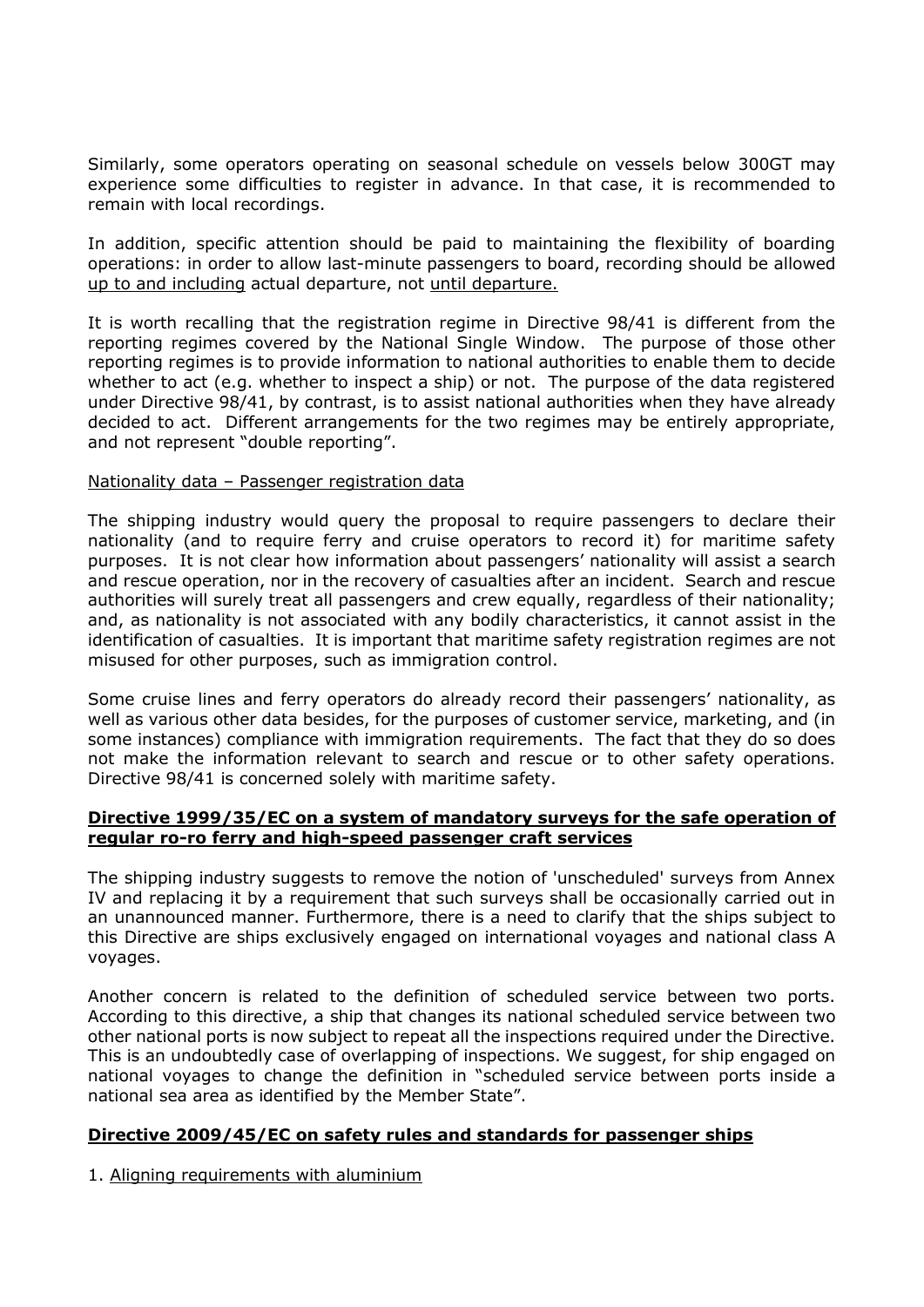Similarly, some operators operating on seasonal schedule on vessels below 300GT may experience some difficulties to register in advance. In that case, it is recommended to remain with local recordings.

In addition, specific attention should be paid to maintaining the flexibility of boarding operations: in order to allow last-minute passengers to board, recording should be allowed up to and including actual departure, not until departure.

It is worth recalling that the registration regime in Directive 98/41 is different from the reporting regimes covered by the National Single Window. The purpose of those other reporting regimes is to provide information to national authorities to enable them to decide whether to act (e.g. whether to inspect a ship) or not. The purpose of the data registered under Directive 98/41, by contrast, is to assist national authorities when they have already decided to act. Different arrangements for the two regimes may be entirely appropriate, and not represent "double reporting".

Nationality data – Passenger registration data

The shipping industry would query the proposal to require passengers to declare their nationality (and to require ferry and cruise operators to record it) for maritime safety purposes. It is not clear how information about passengers' nationality will assist a search and rescue operation, nor in the recovery of casualties after an incident. Search and rescue authorities will surely treat all passengers and crew equally, regardless of their nationality; and, as nationality is not associated with any bodily characteristics, it cannot assist in the identification of casualties. It is important that maritime safety registration regimes are not misused for other purposes, such as immigration control.

Some cruise lines and ferry operators do already record their passengers' nationality, as well as various other data besides, for the purposes of customer service, marketing, and (in some instances) compliance with immigration requirements. The fact that they do so does not make the information relevant to search and rescue or to other safety operations. Directive 98/41 is concerned solely with maritime safety.

**Directive 1999/35/EC on a system of mandatory surveys for the safe operation of regular ro-ro ferry and high-speed passenger craft services**

The shipping industry suggests to remove the notion of 'unscheduled' surveys from Annex IV and replacing it by a requirement that such surveys shall be occasionally carried out in an unannounced manner. Furthermore, there is a need to clarify that the ships subject to this Directive are ships exclusively engaged on international voyages and national class A voyages.

Another concern is related to the definition of scheduled service between two ports. According to this directive, a ship that changes its national scheduled service between two other national ports is now subject to repeat all the inspections required under the Directive. This is an undoubtedly case of overlapping of inspections. We suggest, for ship engaged on national voyages to change the definition in "scheduled service between ports inside a national sea area as identified by the Member State".

**Directive 2009/45/EC on safety rules and standards for passenger ships**

1. Aligning requirements with aluminium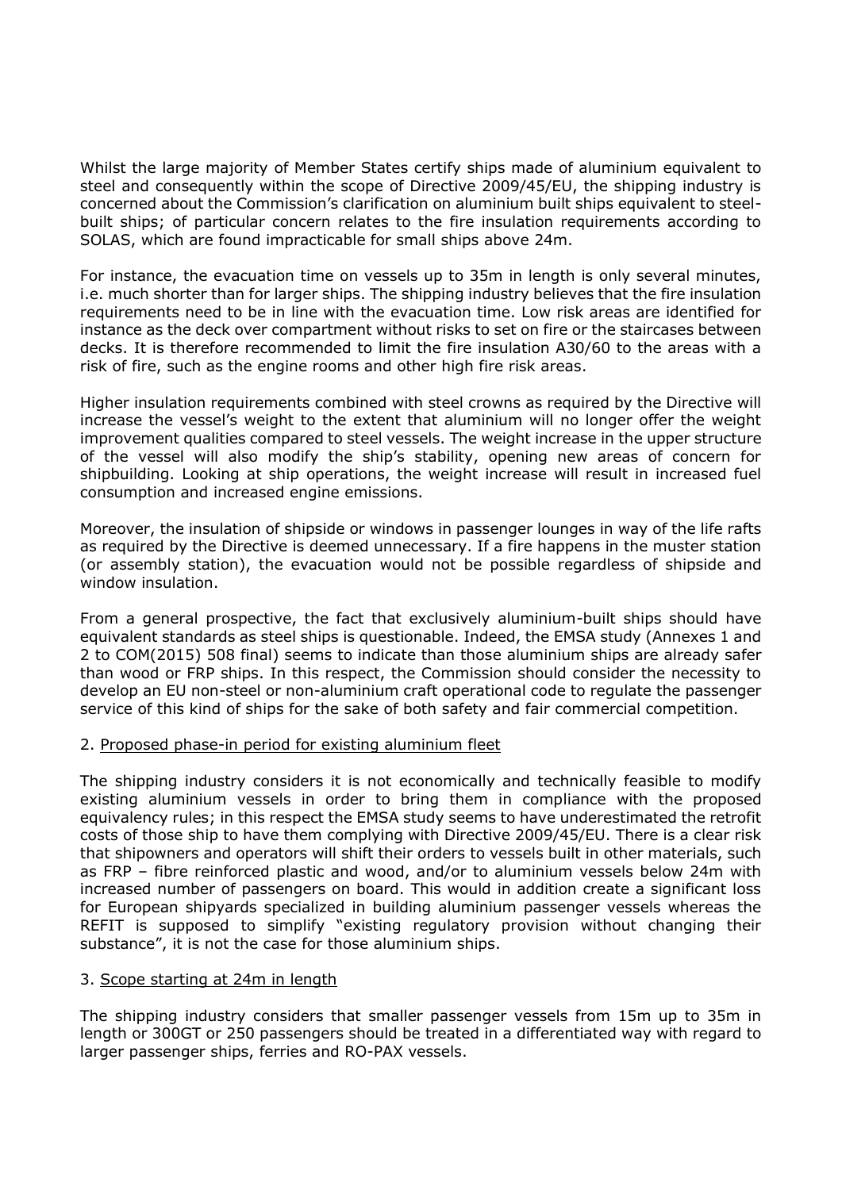Whilst the large majority of Member States certify ships made of aluminium equivalent to steel and consequently within the scope of Directive 2009/45/EU, the shipping industry is concerned about the Commission's clarification on aluminium built ships equivalent to steel-built ships; of particular concern relates to the fire insulation requirements according to SOLAS, which are found impracticable for small ships above 24m.

For instance, the evacuation time on vessels up to 35m in length is only several minutes, i.e. much shorter than for larger ships. The shipping industry believes that the fire insulation requirements need to be in line with the evacuation time. Low risk areas are identified for instance as the deck over compartment without risks to set on fire or the staircases between decks. It is therefore recommended to limit the fire insulation A30/60 to the areas with a risk of fire, such as the engine rooms and other high fire risk areas.

Higher insulation requirements combined with steel crowns as required by the Directive will increase the vessel's weight to the extent that aluminium will no longer offer the weight improvement qualities compared to steel vessels. The weight increase in the upper structure of the vessel will also modify the ship's stability, opening new areas of concern for shipbuilding. Looking at ship operations, the weight increase will result in increased fuel consumption and increased engine emissions.

Moreover, the insulation of shipside or windows in passenger lounges in way of the life rafts as required by the Directive is deemed unnecessary. If a fire happens in the muster station (or assembly station), the evacuation would not be possible regardless of shipside and window insulation.

From a general prospective, the fact that exclusively aluminium-built ships should have equivalent standards as steel ships is questionable. Indeed, the EMSA study (Annexes 1 and 2 to COM(2015) 508 final) seems to indicate than those aluminium ships are already safer than wood or FRP ships. In this respect, the Commission should consider the necessity to develop an EU non-steel or non-aluminium craft operational code to regulate the passenger service of this kind of ships for the sake of both safety and fair commercial competition.

2. Proposed phase-in period for existing aluminium fleet

The shipping industry considers it is not economically and technically feasible to modify existing aluminium vessels in order to bring them in compliance with the proposed equivalency rules; in this respect the EMSA study seems to have underestimated the retrofit costs of those ship to have them complying with Directive 2009/45/EU. There is a clear risk that shipowners and operators will shift their orders to vessels built in other materials, such as FRP – fibre reinforced plastic and wood, and/or to aluminium vessels below 24m with increased number of passengers on board. This would in addition create a significant loss for European shipyards specialized in building aluminium passenger vessels whereas the REFIT is supposed to simplify "existing regulatory provision without changing their substance", it is not the case for those aluminium ships.

3. Scope starting at 24m in length

The shipping industry considers that smaller passenger vessels from 15m up to 35m in length or 300GT or 250 passengers should be treated in a differentiated way with regard to larger passenger ships, ferries and RO-PAX vessels.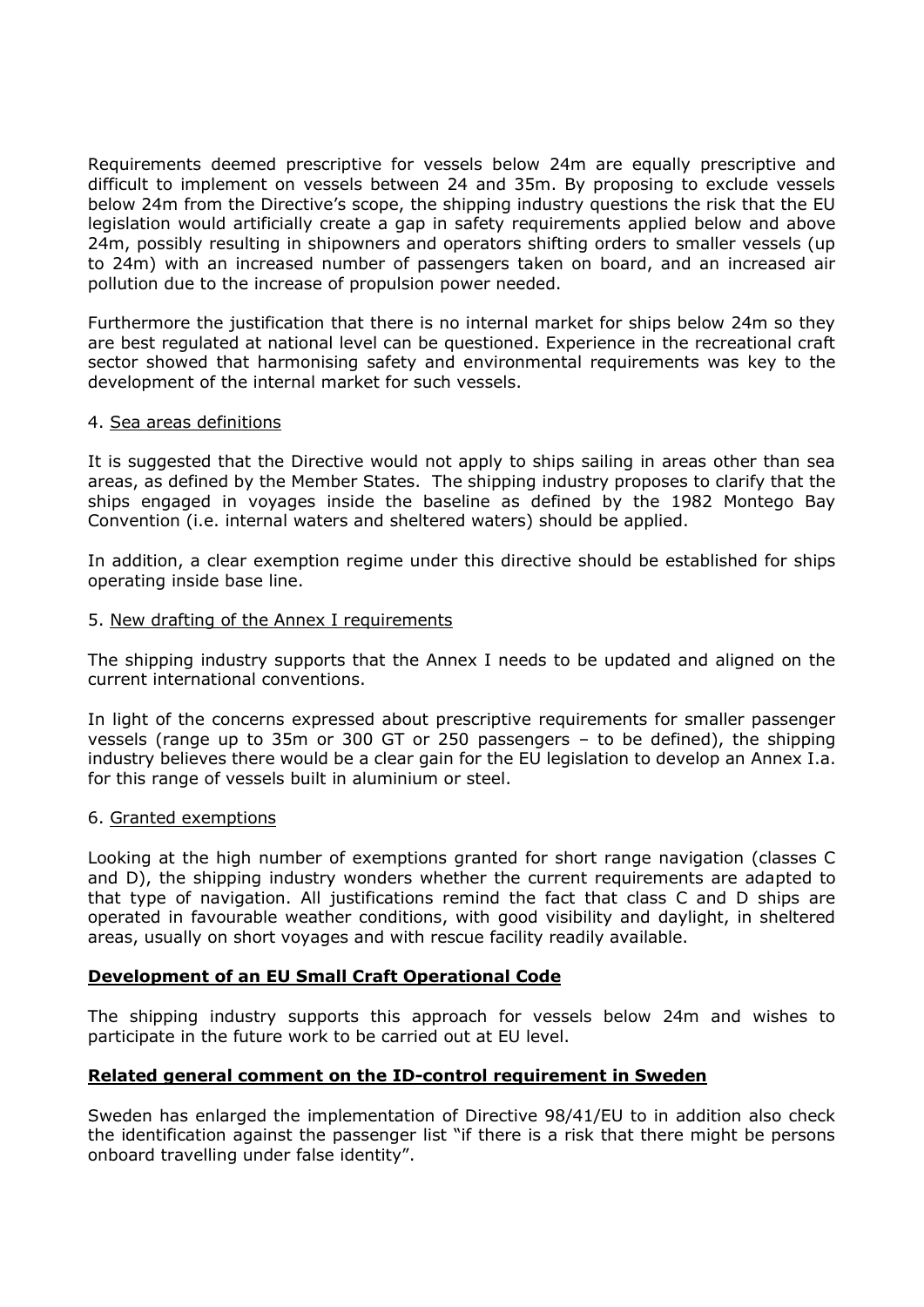Requirements deemed prescriptive for vessels below 24m are equally prescriptive and difficult to implement on vessels between 24 and 35m. By proposing to exclude vessels below 24m from the Directive's scope, the shipping industry questions the risk that the EU legislation would artificially create a gap in safety requirements applied below and above 24m, possibly resulting in shipowners and operators shifting orders to smaller vessels (up to 24m) with an increased number of passengers taken on board, and an increased air pollution due to the increase of propulsion power needed.

Furthermore the justification that there is no internal market for ships below 24m so they are best regulated at national level can be questioned. Experience in the recreational craft sector showed that harmonising safety and environmental requirements was key to the development of the internal market for such vessels.

4. Sea areas definitions

It is suggested that the Directive would not apply to ships sailing in areas other than sea areas, as defined by the Member States. The shipping industry proposes to clarify that the ships engaged in voyages inside the baseline as defined by the 1982 Montego Bay Convention (i.e. internal waters and sheltered waters) should be applied.

In addition, a clear exemption regime under this directive should be established for ships operating inside base line.

5. New drafting of the Annex I requirements

The shipping industry supports that the Annex I needs to be updated and aligned on the current international conventions.

In light of the concerns expressed about prescriptive requirements for smaller passenger vessels (range up to 35m or 300 GT or 250 passengers – to be defined), the shipping industry believes there would be a clear gain for the EU legislation to develop an Annex I.a. for this range of vessels built in aluminium or steel.

6. Granted exemptions

Looking at the high number of exemptions granted for short range navigation (classes C and D), the shipping industry wonders whether the current requirements are adapted to that type of navigation. All justifications remind the fact that class C and D ships are operated in favourable weather conditions, with good visibility and daylight, in sheltered areas, usually on short voyages and with rescue facility readily available.

**Development of an EU Small Craft Operational Code**

The shipping industry supports this approach for vessels below 24m and wishes to participate in the future work to be carried out at EU level.

**Related general comment on the ID-control requirement in Sweden**

Sweden has enlarged the implementation of Directive 98/41/EU to in addition also check the identification against the passenger list "if there is a risk that there might be persons onboard travelling under false identity".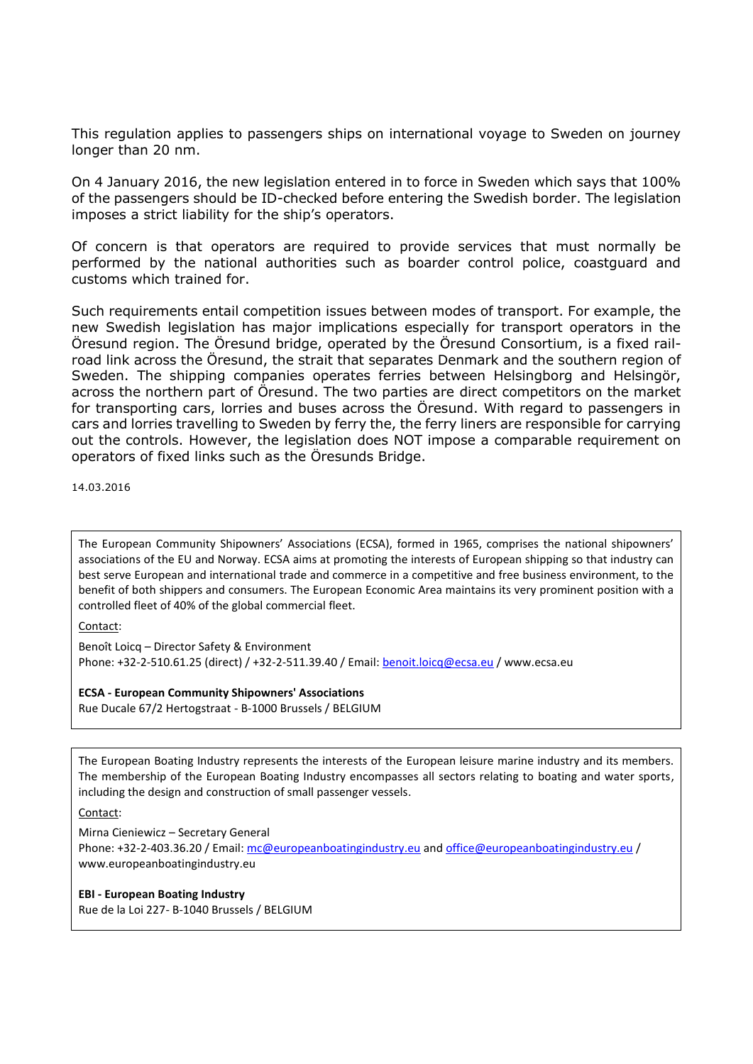This regulation applies to passengers ships on international voyage to Sweden on journey longer than 20 nm.

On 4 January 2016, the new legislation entered in to force in Sweden which says that 100% of the passengers should be ID-checked before entering the Swedish border. The legislation imposes a strict liability for the ship's operators.

Of concern is that operators are required to provide services that must normally be performed by the national authorities such as boarder control police, coastguard and customs which trained for.

Such requirements entail competition issues between modes of transport. For example, the new Swedish legislation has major implications especially for transport operators in the Öresund region. The Öresund bridge, operated by the Öresund Consortium, is a fixed rail-road link across the Öresund, the strait that separates Denmark and the southern region of Sweden. The shipping companies operates ferries between Helsingborg and Helsingör, across the northern part of Öresund. The two parties are direct competitors on the market for transporting cars, lorries and buses across the Öresund. With regard to passengers in cars and lorries travelling to Sweden by ferry the, the ferry liners are responsible for carrying out the controls. However, the legislation does NOT impose a comparable requirement on operators of fixed links such as the Öresunds Bridge.

14.03.2016

---

The European Community Shipowners' Associations (ECSA), formed in 1965, comprises the national shipowners' associations of the EU and Norway. ECSA aims at promoting the interests of European shipping so that industry can best serve European and international trade and commerce in a competitive and free business environment, to the benefit of both shippers and consumers. The European Economic Area maintains its very prominent position with a controlled fleet of 40% of the global commercial fleet.

Contact:

Benoît Loicq – Director Safety & Environment
Phone: +32-2-510.61.25 (direct) / +32-2-511.39.40 / Email: benoit.loicq@ecsa.eu / www.ecsa.eu

**ECSA - European Community Shipowners' Associations**
Rue Ducale 67/2 Hertogstraat - B-1000 Brussels / BELGIUM

---

The European Boating Industry represents the interests of the European leisure marine industry and its members. The membership of the European Boating Industry encompasses all sectors relating to boating and water sports, including the design and construction of small passenger vessels.

Contact:

Mirna Cieniewicz – Secretary General
Phone: +32-2-403.36.20 / Email: mc@europeanboatingindustry.eu and office@europeanboatingindustry.eu / www.europeanboatingindustry.eu

**EBI - European Boating Industry**
Rue de la Loi 227- B-1040 Brussels / BELGIUM